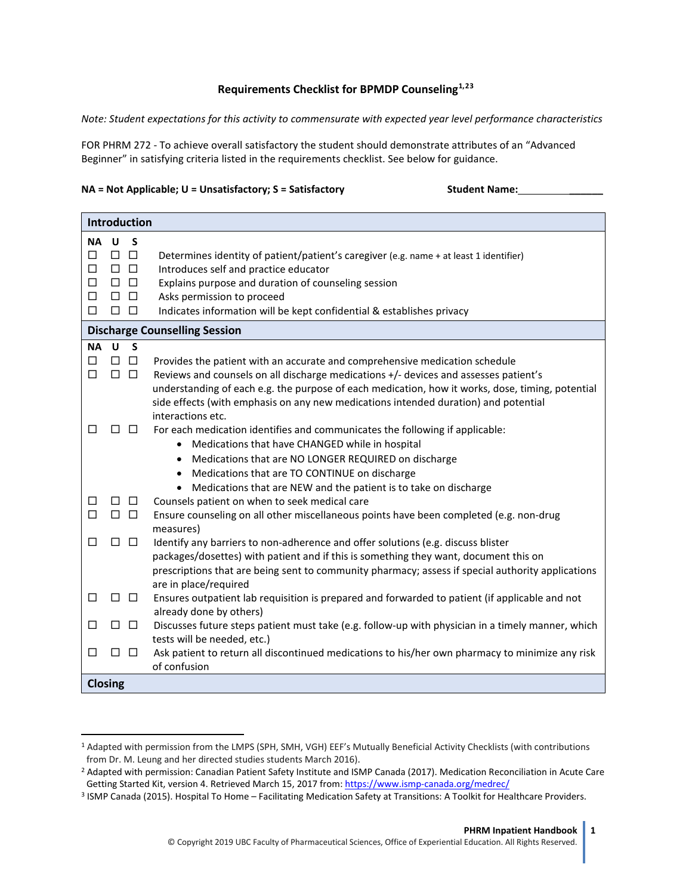**Requirements Checklist for BPMDP Counseling[1,2,3]**

*Note: Student expectations for this activity to commensurate with expected year level performance characteristics*

FOR PHRM 272 - To achieve overall satisfactory the student should demonstrate attributes of an "Advanced Beginner" in satisfying criteria listed in the requirements checklist. See below for guidance.

**NA = Not Applicable; U = Unsatisfactory; S = Satisfactory** **Student Name:________________**

| **Introduction** | | | |
|---|---|---|---|
| **NA** | **U** | **S** | |
| ☐ | ☐ | ☐ | Determines identity of patient/patient's caregiver (e.g. name + at least 1 identifier) |
| ☐ | ☐ | ☐ | Introduces self and practice educator |
| ☐ | ☐ | ☐ | Explains purpose and duration of counseling session |
| ☐ | ☐ | ☐ | Asks permission to proceed |
| ☐ | ☐ | ☐ | Indicates information will be kept confidential & establishes privacy |
| **Discharge Counselling Session** | | | |
| **NA** | **U** | **S** | |
| ☐ | ☐ | ☐ | Provides the patient with an accurate and comprehensive medication schedule |
| ☐ | ☐ | ☐ | Reviews and counsels on all discharge medications +/- devices and assesses patient's understanding of each e.g. the purpose of each medication, how it works, dose, timing, potential side effects (with emphasis on any new medications intended duration) and potential interactions etc. |
| ☐ | ☐ | ☐ | For each medication identifies and communicates the following if applicable:<br>• Medications that have CHANGED while in hospital<br>• Medications that are NO LONGER REQUIRED on discharge<br>• Medications that are TO CONTINUE on discharge<br>• Medications that are NEW and the patient is to take on discharge |
| ☐ | ☐ | ☐ | Counsels patient on when to seek medical care |
| ☐ | ☐ | ☐ | Ensure counseling on all other miscellaneous points have been completed (e.g. non-drug measures) |
| ☐ | ☐ | ☐ | Identify any barriers to non-adherence and offer solutions (e.g. discuss blister packages/dosettes) with patient and if this is something they want, document this on prescriptions that are being sent to community pharmacy; assess if special authority applications are in place/required |
| ☐ | ☐ | ☐ | Ensures outpatient lab requisition is prepared and forwarded to patient (if applicable and not already done by others) |
| ☐ | ☐ | ☐ | Discusses future steps patient must take (e.g. follow-up with physician in a timely manner, which tests will be needed, etc.) |
| ☐ | ☐ | ☐ | Ask patient to return all discontinued medications to his/her own pharmacy to minimize any risk of confusion |
| **Closing** | | | |

[1] Adapted with permission from the LMPS (SPH, SMH, VGH) EEF's Mutually Beneficial Activity Checklists (with contributions from Dr. M. Leung and her directed studies students March 2016).

[2] Adapted with permission: Canadian Patient Safety Institute and ISMP Canada (2017). Medication Reconciliation in Acute Care Getting Started Kit, version 4. Retrieved March 15, 2017 from: https://www.ismp-canada.org/medrec/

[3] ISMP Canada (2015). Hospital To Home – Facilitating Medication Safety at Transitions: A Toolkit for Healthcare Providers.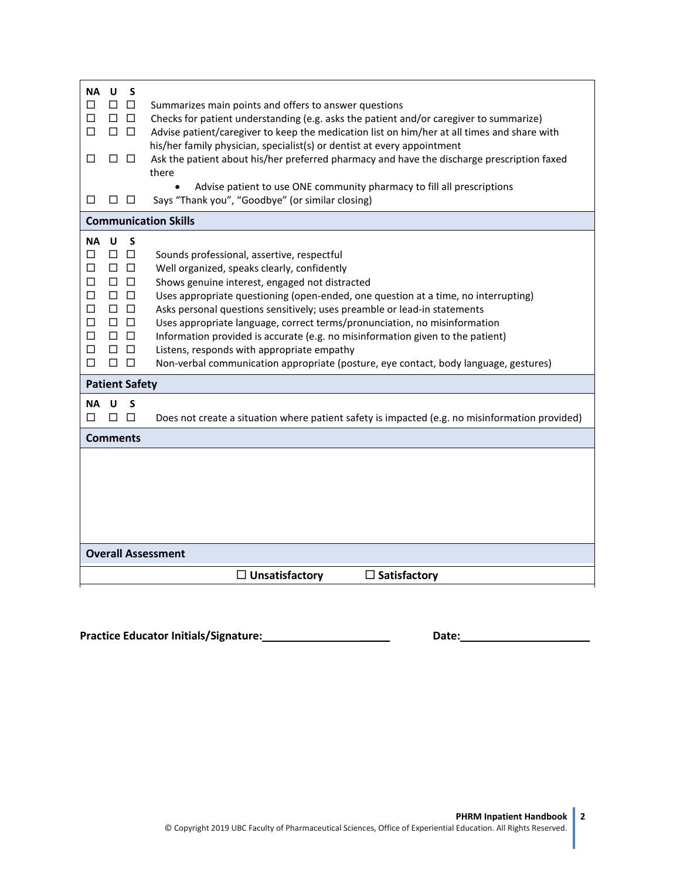| NA | U | S | |
|---|---|---|---|
| ☐ | ☐ | ☐ | Summarizes main points and offers to answer questions |
| ☐ | ☐ | ☐ | Checks for patient understanding (e.g. asks the patient and/or caregiver to summarize) |
| ☐ | ☐ | ☐ | Advise patient/caregiver to keep the medication list on him/her at all times and share with his/her family physician, specialist(s) or dentist at every appointment |
| ☐ | ☐ | ☐ | Ask the patient about his/her preferred pharmacy and have the discharge prescription faxed there <br>• Advise patient to use ONE community pharmacy to fill all prescriptions |
| ☐ | ☐ | ☐ | Says "Thank you", "Goodbye" (or similar closing) |

## Communication Skills

| NA | U | S | |
|---|---|---|---|
| ☐ | ☐ | ☐ | Sounds professional, assertive, respectful |
| ☐ | ☐ | ☐ | Well organized, speaks clearly, confidently |
| ☐ | ☐ | ☐ | Shows genuine interest, engaged not distracted |
| ☐ | ☐ | ☐ | Uses appropriate questioning (open-ended, one question at a time, no interrupting) |
| ☐ | ☐ | ☐ | Asks personal questions sensitively; uses preamble or lead-in statements |
| ☐ | ☐ | ☐ | Uses appropriate language, correct terms/pronunciation, no misinformation |
| ☐ | ☐ | ☐ | Information provided is accurate (e.g. no misinformation given to the patient) |
| ☐ | ☐ | ☐ | Listens, responds with appropriate empathy |
| ☐ | ☐ | ☐ | Non-verbal communication appropriate (posture, eye contact, body language, gestures) |

## Patient Safety

| NA | U | S | |
|---|---|---|---|
| ☐ | ☐ | ☐ | Does not create a situation where patient safety is impacted (e.g. no misinformation provided) |

## Comments

## Overall Assessment

☐ **Unsatisfactory** ☐ **Satisfactory**

**Practice Educator Initials/Signature:**\_\_\_\_\_\_\_\_\_\_\_\_\_\_\_\_\_\_\_\_\_\_ **Date:**\_\_\_\_\_\_\_\_\_\_\_\_\_\_\_\_\_\_\_\_\_\_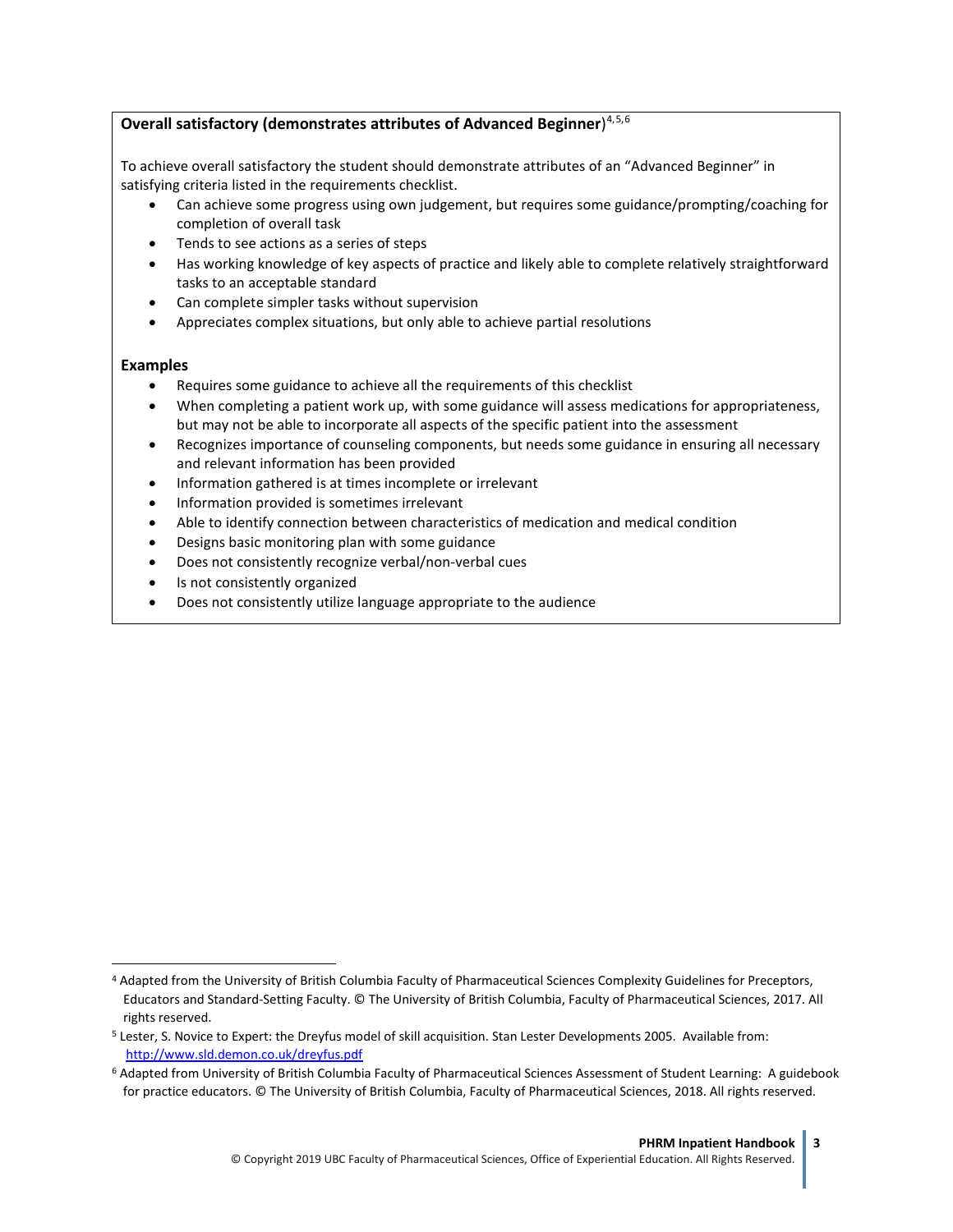**Overall satisfactory (demonstrates attributes of Advanced Beginner)**[4,5,6]

To achieve overall satisfactory the student should demonstrate attributes of an "Advanced Beginner" in satisfying criteria listed in the requirements checklist.

- Can achieve some progress using own judgement, but requires some guidance/prompting/coaching for completion of overall task
- Tends to see actions as a series of steps
- Has working knowledge of key aspects of practice and likely able to complete relatively straightforward tasks to an acceptable standard
- Can complete simpler tasks without supervision
- Appreciates complex situations, but only able to achieve partial resolutions

**Examples**

- Requires some guidance to achieve all the requirements of this checklist
- When completing a patient work up, with some guidance will assess medications for appropriateness, but may not be able to incorporate all aspects of the specific patient into the assessment
- Recognizes importance of counseling components, but needs some guidance in ensuring all necessary and relevant information has been provided
- Information gathered is at times incomplete or irrelevant
- Information provided is sometimes irrelevant
- Able to identify connection between characteristics of medication and medical condition
- Designs basic monitoring plan with some guidance
- Does not consistently recognize verbal/non-verbal cues
- Is not consistently organized
- Does not consistently utilize language appropriate to the audience

---

[4] Adapted from the University of British Columbia Faculty of Pharmaceutical Sciences Complexity Guidelines for Preceptors, Educators and Standard-Setting Faculty. © The University of British Columbia, Faculty of Pharmaceutical Sciences, 2017. All rights reserved.

[5] Lester, S. Novice to Expert: the Dreyfus model of skill acquisition. Stan Lester Developments 2005. Available from: http://www.sld.demon.co.uk/dreyfus.pdf

[6] Adapted from University of British Columbia Faculty of Pharmaceutical Sciences Assessment of Student Learning: A guidebook for practice educators. © The University of British Columbia, Faculty of Pharmaceutical Sciences, 2018. All rights reserved.